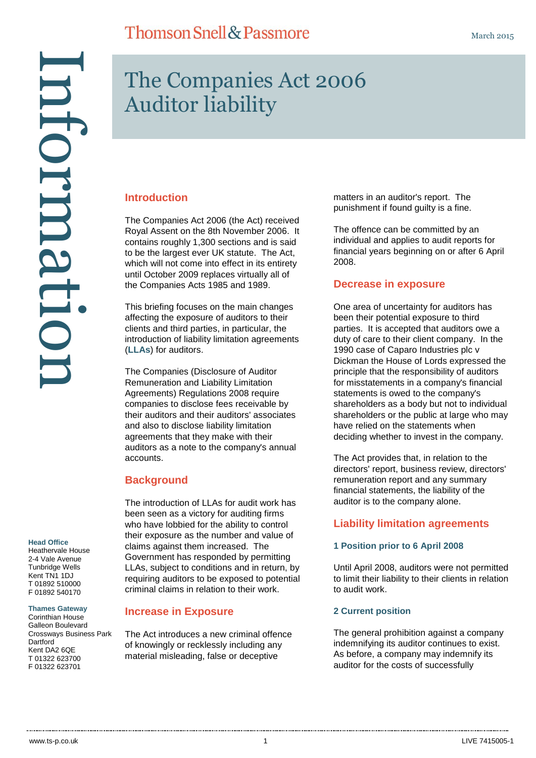# The Companies Act 2006 Auditor liability

March 2015

## Introduction

The Companies Act 2006 (the Act) received Royal Assent on the 8th November 2006. It contains roughly 1,300 sections and is said to be the largest ever UK statute. The Act, which will not come into effect in its entirety until October 2009 replaces virtually all of the Companies Acts 1985 and 1989.

This briefing focuses on the main changes affecting the exposure of auditors to their clients and third parties, in particular, the introduction of liability limitation agreements (**LLAs**) for auditors.

The Companies (Disclosure of Auditor Remuneration and Liability Limitation Agreements) Regulations 2008 require companies to disclose fees receivable by their auditors and their auditors' associates and also to disclose liability limitation agreements that they make with their auditors as a note to the company's annual accounts.

## Background

The introduction of LLAs for audit work has been seen as a victory for auditing firms who have lobbied for the ability to control their exposure as the number and value of claims against them increased. The Government has responded by permitting LLAs, subject to conditions and in return, by requiring auditors to be exposed to potential criminal claims in relation to their work.

## Increase in Exposure

The Act introduces a new criminal offence of knowingly or recklessly including any material misleading, false or deceptive matters in an auditor's report. The punishment if found guilty is a fine.

The offence can be committed by an individual and applies to audit reports for financial years beginning on or after 6 April 2008.

## Decrease in exposure

One area of uncertainty for auditors has been their potential exposure to third parties. It is accepted that auditors owe a duty of care to their client company. In the 1990 case of Caparo Industries plc v Dickman the House of Lords expressed the principle that the responsibility of auditors for misstatements in a company's financial statements is owed to the company's shareholders as a body but not to individual shareholders or the public at large who may have relied on the statements when deciding whether to invest in the company.

The Act provides that, in relation to the directors' report, business review, directors' remuneration report and any summary financial statements, the liability of the auditor is to the company alone.

## Liability limitation agreements

### 1 Position prior to 6 April 2008

Until April 2008, auditors were not permitted to limit their liability to their clients in relation to audit work.

### 2 Current position

The general prohibition against a company indemnifying its auditor continues to exist. As before, a company may indemnify its auditor for the costs of successfully

**Head Office**
Heathervale House
2-4 Vale Avenue
Tunbridge Wells
Kent TN1 1DJ
T 01892 510000
F 01892 540170

**Thames Gateway**
Corinthian House
Galleon Boulevard
Crossways Business Park
Dartford
Kent DA2 6QE
T 01322 623700
F 01322 623701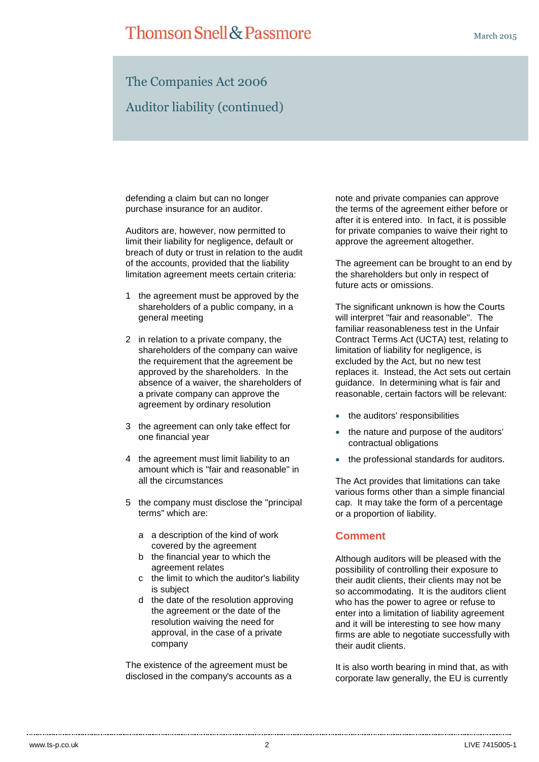defending a claim but can no longer purchase insurance for an auditor.

Auditors are, however, now permitted to limit their liability for negligence, default or breach of duty or trust in relation to the audit of the accounts, provided that the liability limitation agreement meets certain criteria:

1. the agreement must be approved by the shareholders of a public company, in a general meeting
2. in relation to a private company, the shareholders of the company can waive the requirement that the agreement be approved by the shareholders. In the absence of a waiver, the shareholders of a private company can approve the agreement by ordinary resolution
3. the agreement can only take effect for one financial year
4. the agreement must limit liability to an amount which is "fair and reasonable" in all the circumstances
5. the company must disclose the "principal terms" which are:
   a. a description of the kind of work covered by the agreement
   b. the financial year to which the agreement relates
   c. the limit to which the auditor's liability is subject
   d. the date of the resolution approving the agreement or the date of the resolution waiving the need for approval, in the case of a private company

The existence of the agreement must be disclosed in the company's accounts as a note and private companies can approve the terms of the agreement either before or after it is entered into. In fact, it is possible for private companies to waive their right to approve the agreement altogether.

The agreement can be brought to an end by the shareholders but only in respect of future acts or omissions.

The significant unknown is how the Courts will interpret "fair and reasonable". The familiar reasonableness test in the Unfair Contract Terms Act (UCTA) test, relating to limitation of liability for negligence, is excluded by the Act, but no new test replaces it. Instead, the Act sets out certain guidance. In determining what is fair and reasonable, certain factors will be relevant:

- the auditors' responsibilities
- the nature and purpose of the auditors' contractual obligations
- the professional standards for auditors.

The Act provides that limitations can take various forms other than a simple financial cap. It may take the form of a percentage or a proportion of liability.

## Comment

Although auditors will be pleased with the possibility of controlling their exposure to their audit clients, their clients may not be so accommodating. It is the auditors client who has the power to agree or refuse to enter into a limitation of liability agreement and it will be interesting to see how many firms are able to negotiate successfully with their audit clients.

It is also worth bearing in mind that, as with corporate law generally, the EU is currently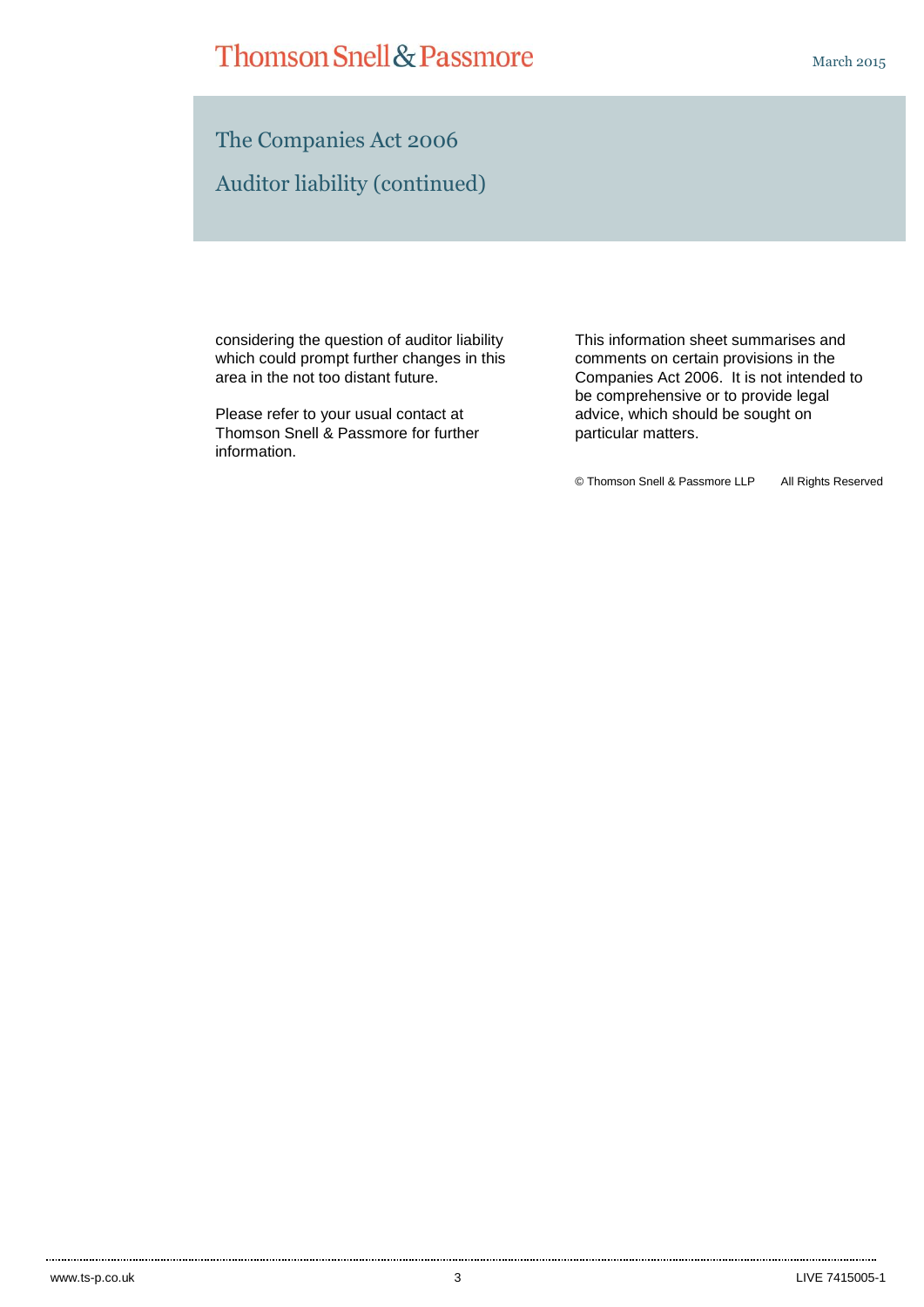# The Companies Act 2006

## Auditor liability (continued)

considering the question of auditor liability which could prompt further changes in this area in the not too distant future.

Please refer to your usual contact at Thomson Snell & Passmore for further information.

This information sheet summarises and comments on certain provisions in the Companies Act 2006. It is not intended to be comprehensive or to provide legal advice, which should be sought on particular matters.

© Thomson Snell & Passmore LLP    All Rights Reserved